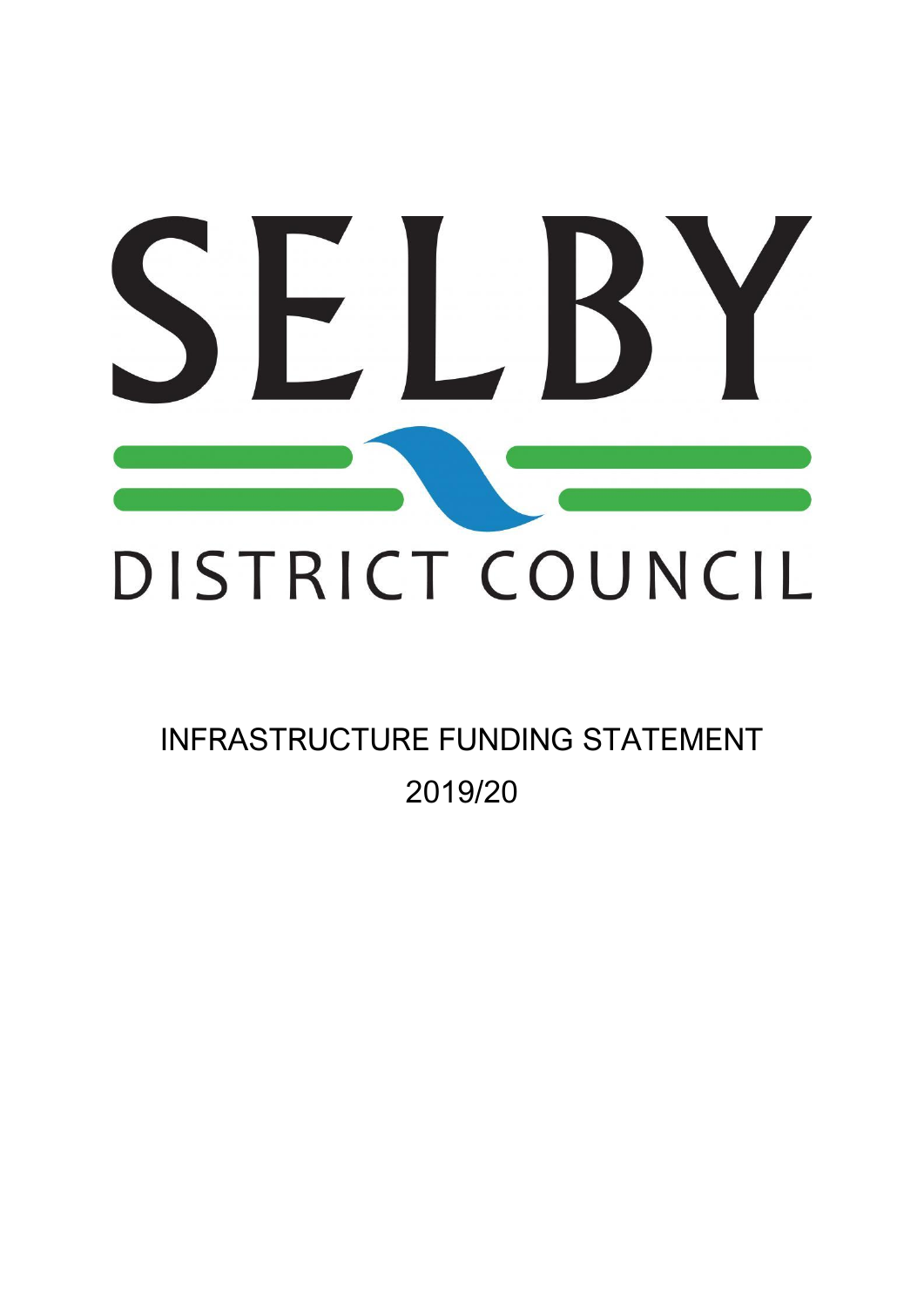# SELBY

## DISTRICT COUNCIL

INFRASTRUCTURE FUNDING STATEMENT

2019/20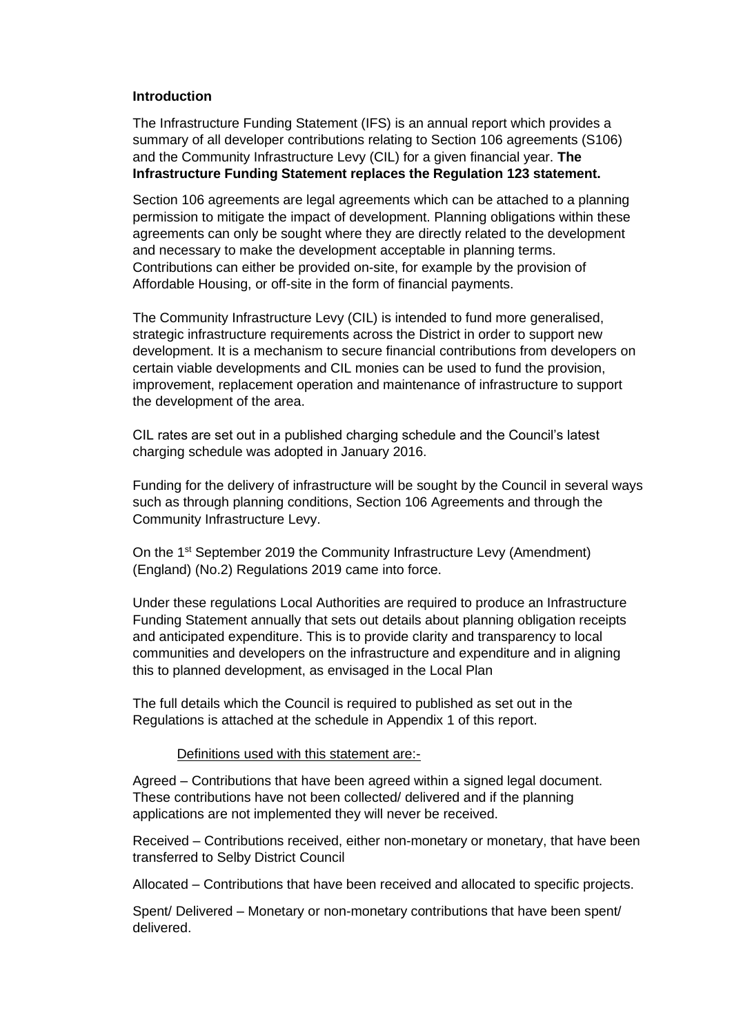**Introduction**

The Infrastructure Funding Statement (IFS) is an annual report which provides a summary of all developer contributions relating to Section 106 agreements (S106) and the Community Infrastructure Levy (CIL) for a given financial year. **The Infrastructure Funding Statement replaces the Regulation 123 statement.**

Section 106 agreements are legal agreements which can be attached to a planning permission to mitigate the impact of development. Planning obligations within these agreements can only be sought where they are directly related to the development and necessary to make the development acceptable in planning terms. Contributions can either be provided on-site, for example by the provision of Affordable Housing, or off-site in the form of financial payments.

The Community Infrastructure Levy (CIL) is intended to fund more generalised, strategic infrastructure requirements across the District in order to support new development. It is a mechanism to secure financial contributions from developers on certain viable developments and CIL monies can be used to fund the provision, improvement, replacement operation and maintenance of infrastructure to support the development of the area.

CIL rates are set out in a published charging schedule and the Council's latest charging schedule was adopted in January 2016.

Funding for the delivery of infrastructure will be sought by the Council in several ways such as through planning conditions, Section 106 Agreements and through the Community Infrastructure Levy.

On the 1st September 2019 the Community Infrastructure Levy (Amendment) (England) (No.2) Regulations 2019 came into force.

Under these regulations Local Authorities are required to produce an Infrastructure Funding Statement annually that sets out details about planning obligation receipts and anticipated expenditure. This is to provide clarity and transparency to local communities and developers on the infrastructure and expenditure and in aligning this to planned development, as envisaged in the Local Plan

The full details which the Council is required to published as set out in the Regulations is attached at the schedule in Appendix 1 of this report.

Definitions used with this statement are:-

Agreed – Contributions that have been agreed within a signed legal document. These contributions have not been collected/ delivered and if the planning applications are not implemented they will never be received.

Received – Contributions received, either non-monetary or monetary, that have been transferred to Selby District Council

Allocated – Contributions that have been received and allocated to specific projects.

Spent/ Delivered – Monetary or non-monetary contributions that have been spent/ delivered.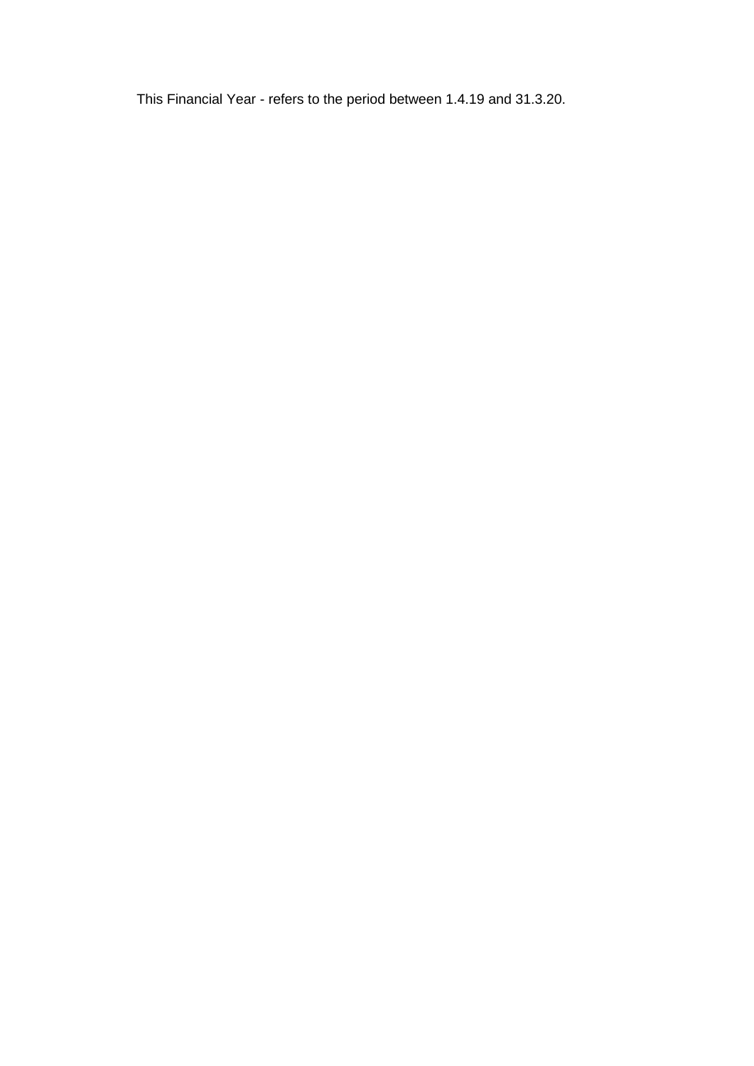This Financial Year - refers to the period between 1.4.19 and 31.3.20.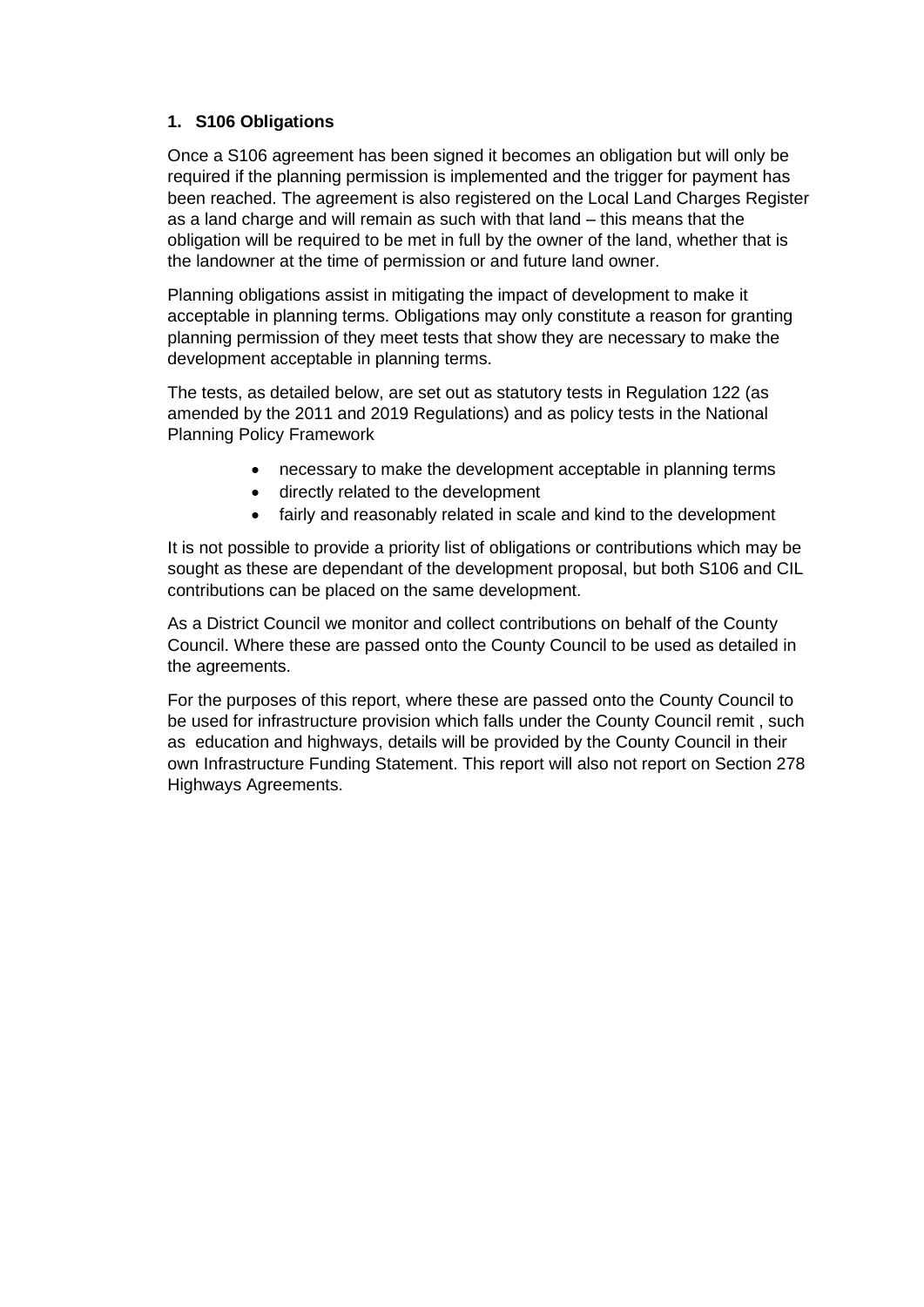## 1. S106 Obligations

Once a S106 agreement has been signed it becomes an obligation but will only be required if the planning permission is implemented and the trigger for payment has been reached. The agreement is also registered on the Local Land Charges Register as a land charge and will remain as such with that land – this means that the obligation will be required to be met in full by the owner of the land, whether that is the landowner at the time of permission or and future land owner.

Planning obligations assist in mitigating the impact of development to make it acceptable in planning terms. Obligations may only constitute a reason for granting planning permission of they meet tests that show they are necessary to make the development acceptable in planning terms.

The tests, as detailed below, are set out as statutory tests in Regulation 122 (as amended by the 2011 and 2019 Regulations) and as policy tests in the National Planning Policy Framework

- necessary to make the development acceptable in planning terms
- directly related to the development
- fairly and reasonably related in scale and kind to the development

It is not possible to provide a priority list of obligations or contributions which may be sought as these are dependant of the development proposal, but both S106 and CIL contributions can be placed on the same development.

As a District Council we monitor and collect contributions on behalf of the County Council. Where these are passed onto the County Council to be used as detailed in the agreements.

For the purposes of this report, where these are passed onto the County Council to be used for infrastructure provision which falls under the County Council remit , such as education and highways, details will be provided by the County Council in their own Infrastructure Funding Statement. This report will also not report on Section 278 Highways Agreements.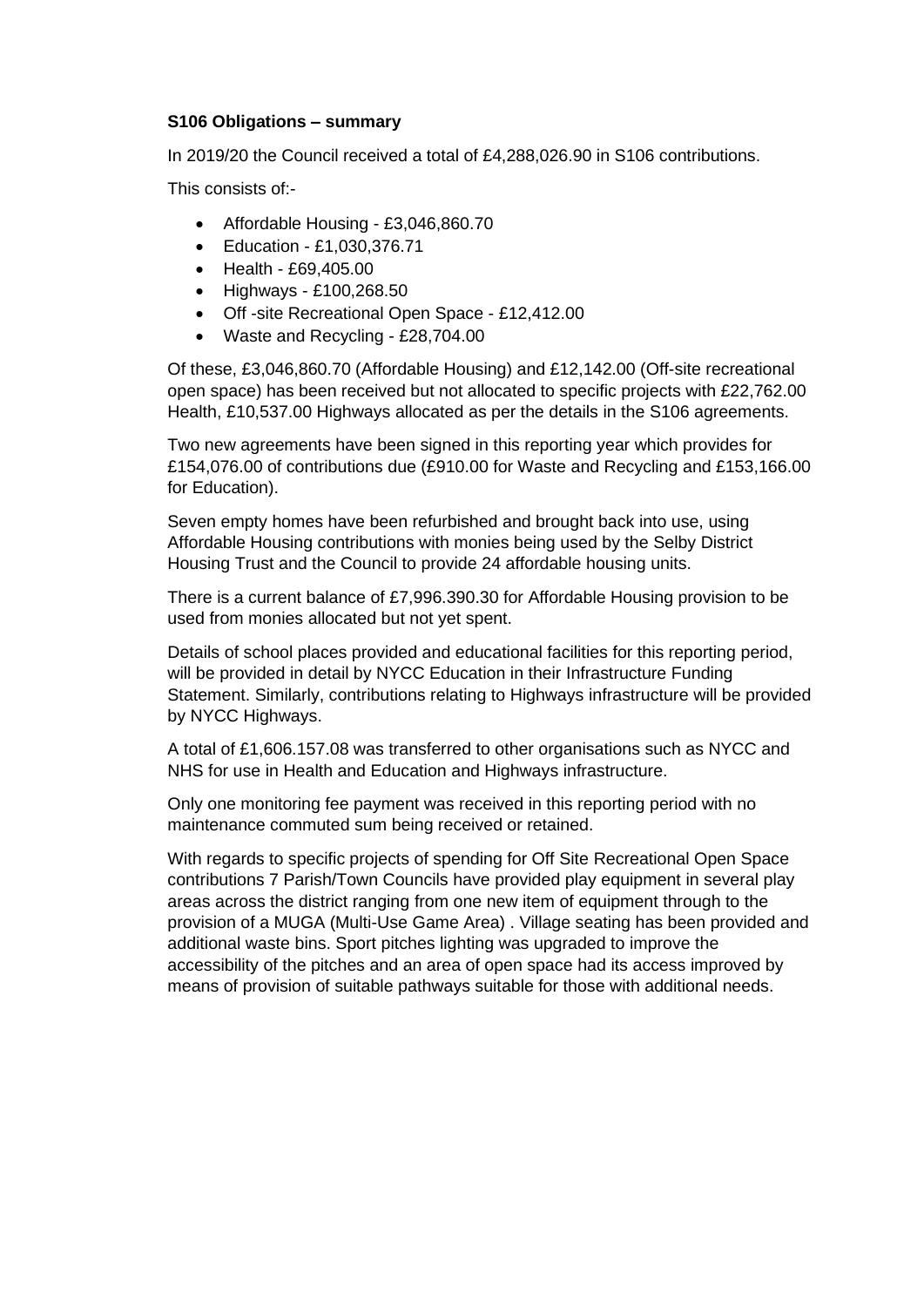**S106 Obligations – summary**

In 2019/20 the Council received a total of £4,288,026.90 in S106 contributions.

This consists of:-

- Affordable Housing - £3,046,860.70
- Education - £1,030,376.71
- Health - £69,405.00
- Highways - £100,268.50
- Off -site Recreational Open Space - £12,412.00
- Waste and Recycling - £28,704.00

Of these, £3,046,860.70 (Affordable Housing) and £12,142.00 (Off-site recreational open space) has been received but not allocated to specific projects with £22,762.00 Health, £10,537.00 Highways allocated as per the details in the S106 agreements.

Two new agreements have been signed in this reporting year which provides for £154,076.00 of contributions due (£910.00 for Waste and Recycling and £153,166.00 for Education).

Seven empty homes have been refurbished and brought back into use, using Affordable Housing contributions with monies being used by the Selby District Housing Trust and the Council to provide 24 affordable housing units.

There is a current balance of £7,996.390.30 for Affordable Housing provision to be used from monies allocated but not yet spent.

Details of school places provided and educational facilities for this reporting period, will be provided in detail by NYCC Education in their Infrastructure Funding Statement. Similarly, contributions relating to Highways infrastructure will be provided by NYCC Highways.

A total of £1,606.157.08 was transferred to other organisations such as NYCC and NHS for use in Health and Education and Highways infrastructure.

Only one monitoring fee payment was received in this reporting period with no maintenance commuted sum being received or retained.

With regards to specific projects of spending for Off Site Recreational Open Space contributions 7 Parish/Town Councils have provided play equipment in several play areas across the district ranging from one new item of equipment through to the provision of a MUGA (Multi-Use Game Area) . Village seating has been provided and additional waste bins. Sport pitches lighting was upgraded to improve the accessibility of the pitches and an area of open space had its access improved by means of provision of suitable pathways suitable for those with additional needs.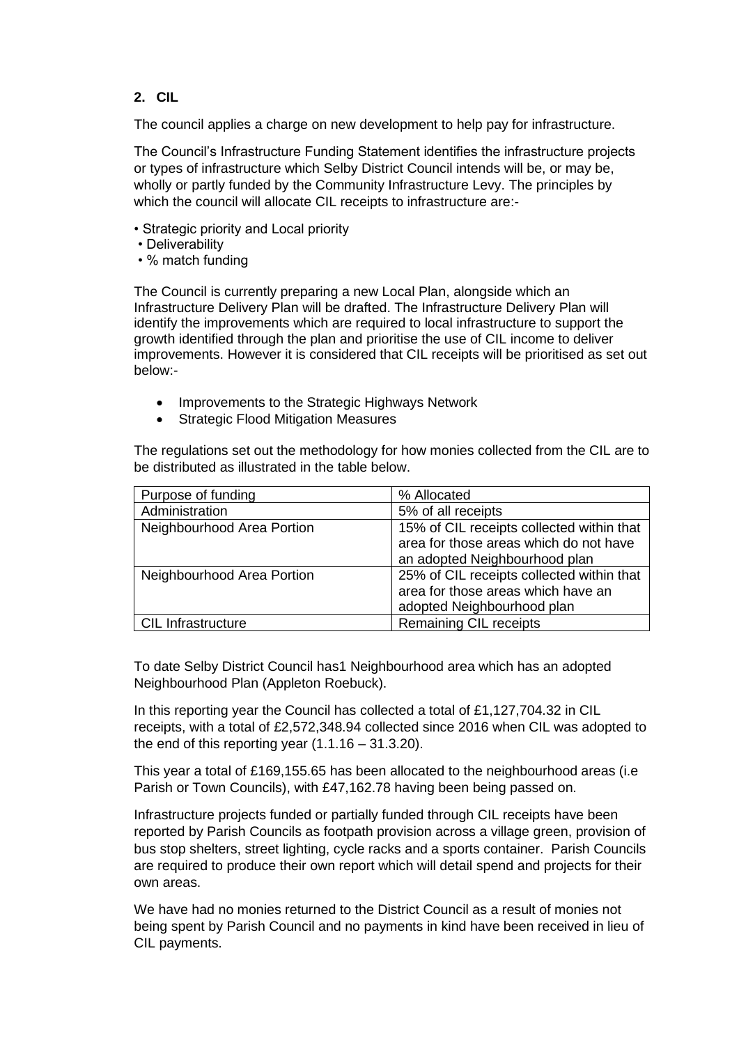## 2. CIL

The council applies a charge on new development to help pay for infrastructure.

The Council's Infrastructure Funding Statement identifies the infrastructure projects or types of infrastructure which Selby District Council intends will be, or may be, wholly or partly funded by the Community Infrastructure Levy. The principles by which the council will allocate CIL receipts to infrastructure are:-

- Strategic priority and Local priority
- Deliverability
- % match funding

The Council is currently preparing a new Local Plan, alongside which an Infrastructure Delivery Plan will be drafted. The Infrastructure Delivery Plan will identify the improvements which are required to local infrastructure to support the growth identified through the plan and prioritise the use of CIL income to deliver improvements. However it is considered that CIL receipts will be prioritised as set out below:-

- Improvements to the Strategic Highways Network
- Strategic Flood Mitigation Measures

The regulations set out the methodology for how monies collected from the CIL are to be distributed as illustrated in the table below.

| Purpose of funding | % Allocated |
|---|---|
| Administration | 5% of all receipts |
| Neighbourhood Area Portion | 15% of CIL receipts collected within that area for those areas which do not have an adopted Neighbourhood plan |
| Neighbourhood Area Portion | 25% of CIL receipts collected within that area for those areas which have an adopted Neighbourhood plan |
| CIL Infrastructure | Remaining CIL receipts |

To date Selby District Council has1 Neighbourhood area which has an adopted Neighbourhood Plan (Appleton Roebuck).

In this reporting year the Council has collected a total of £1,127,704.32 in CIL receipts, with a total of £2,572,348.94 collected since 2016 when CIL was adopted to the end of this reporting year (1.1.16 – 31.3.20).

This year a total of £169,155.65 has been allocated to the neighbourhood areas (i.e Parish or Town Councils), with £47,162.78 having been being passed on.

Infrastructure projects funded or partially funded through CIL receipts have been reported by Parish Councils as footpath provision across a village green, provision of bus stop shelters, street lighting, cycle racks and a sports container. Parish Councils are required to produce their own report which will detail spend and projects for their own areas.

We have had no monies returned to the District Council as a result of monies not being spent by Parish Council and no payments in kind have been received in lieu of CIL payments.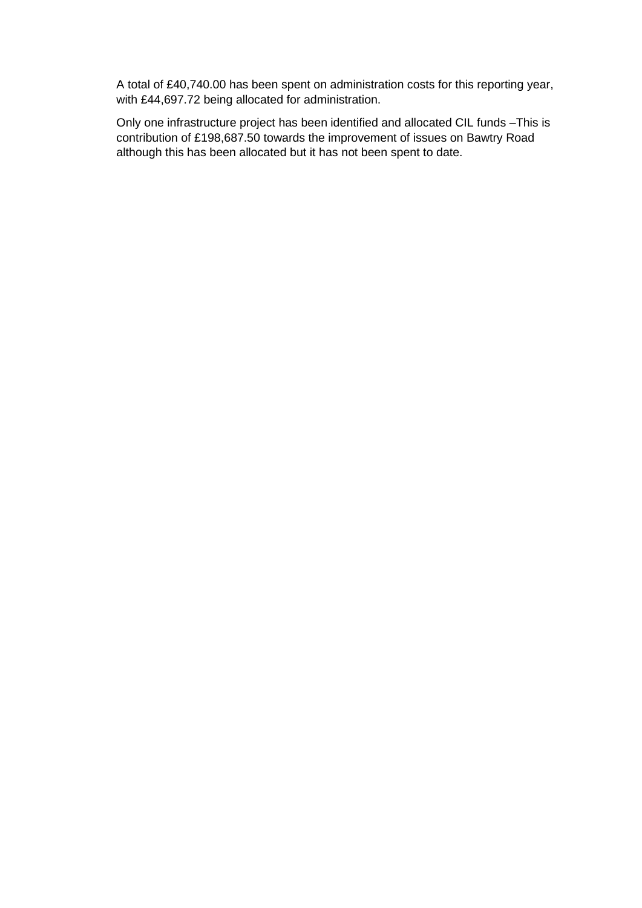A total of £40,740.00 has been spent on administration costs for this reporting year, with £44,697.72 being allocated for administration.

Only one infrastructure project has been identified and allocated CIL funds –This is contribution of £198,687.50 towards the improvement of issues on Bawtry Road although this has been allocated but it has not been spent to date.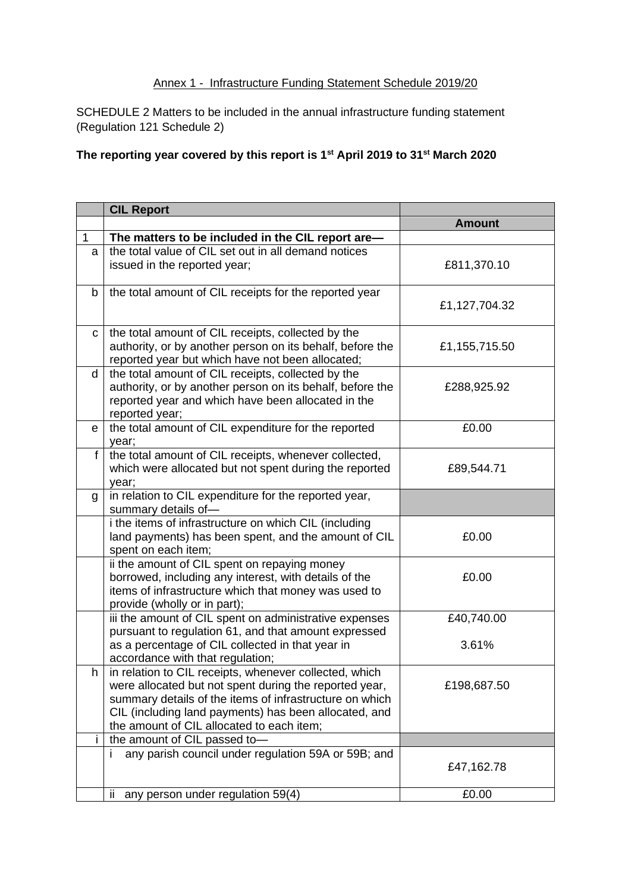Annex 1 - Infrastructure Funding Statement Schedule 2019/20

SCHEDULE 2 Matters to be included in the annual infrastructure funding statement (Regulation 121 Schedule 2)

**The reporting year covered by this report is 1st April 2019 to 31st March 2020**

| | **CIL Report** | |
|---|---|---|
| | | **Amount** |
| 1 | **The matters to be included in the CIL report are—** | |
| a | the total value of CIL set out in all demand notices issued in the reported year; | £811,370.10 |
| b | the total amount of CIL receipts for the reported year | £1,127,704.32 |
| c | the total amount of CIL receipts, collected by the authority, or by another person on its behalf, before the reported year but which have not been allocated; | £1,155,715.50 |
| d | the total amount of CIL receipts, collected by the authority, or by another person on its behalf, before the reported year and which have been allocated in the reported year; | £288,925.92 |
| e | the total amount of CIL expenditure for the reported year; | £0.00 |
| f | the total amount of CIL receipts, whenever collected, which were allocated but not spent during the reported year; | £89,544.71 |
| g | in relation to CIL expenditure for the reported year, summary details of— | |
| | i the items of infrastructure on which CIL (including land payments) has been spent, and the amount of CIL spent on each item; | £0.00 |
| | ii the amount of CIL spent on repaying money borrowed, including any interest, with details of the items of infrastructure which that money was used to provide (wholly or in part); | £0.00 |
| | iii the amount of CIL spent on administrative expenses pursuant to regulation 61, and that amount expressed as a percentage of CIL collected in that year in accordance with that regulation; | £40,740.00<br>3.61% |
| h | in relation to CIL receipts, whenever collected, which were allocated but not spent during the reported year, summary details of the items of infrastructure on which CIL (including land payments) has been allocated, and the amount of CIL allocated to each item; | £198,687.50 |
| i | the amount of CIL passed to— | |
| | i any parish council under regulation 59A or 59B; and | £47,162.78 |
| | ii any person under regulation 59(4) | £0.00 |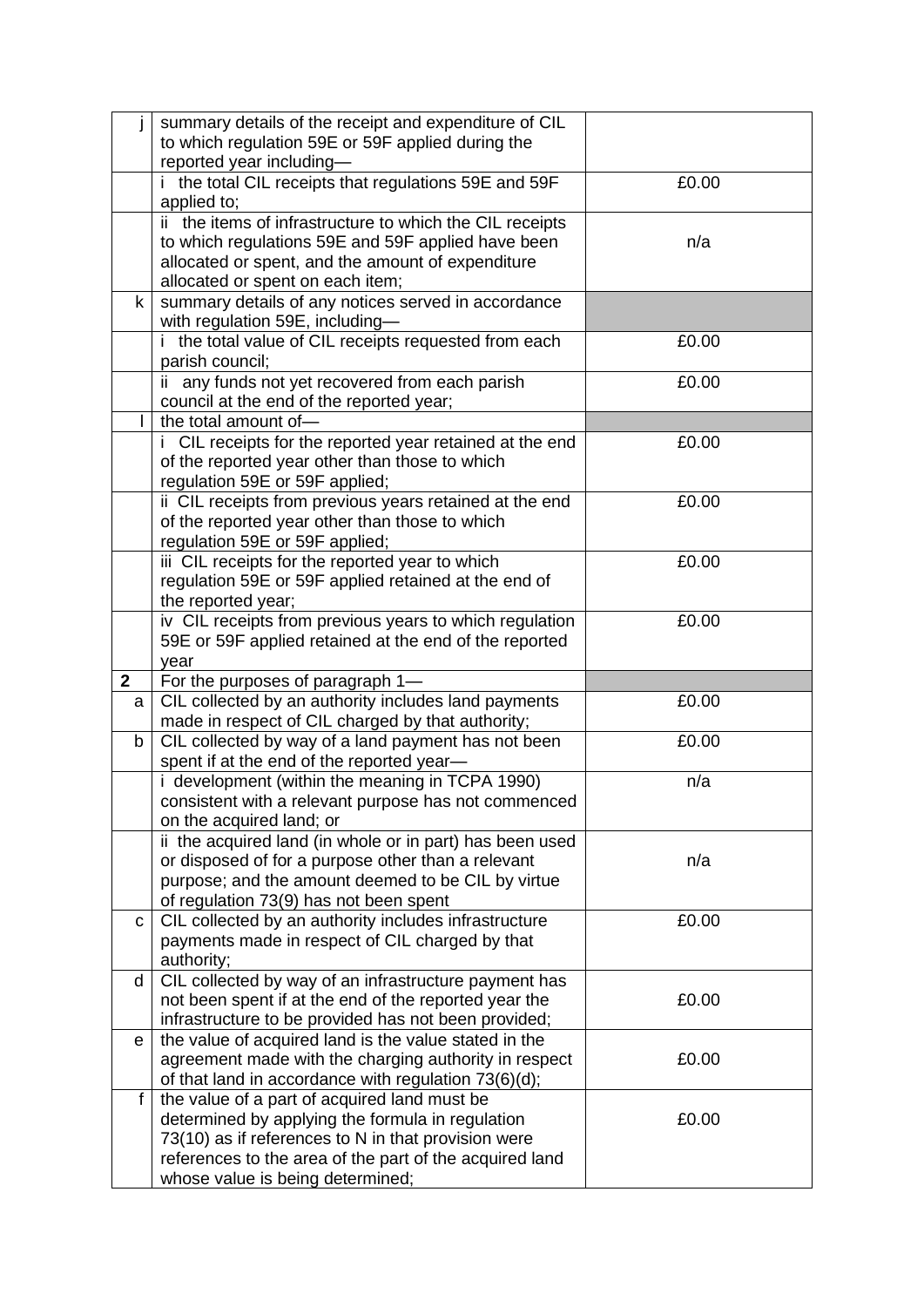| | | |
|---|---|---|
| j | summary details of the receipt and expenditure of CIL to which regulation 59E or 59F applied during the reported year including— | |
| | i the total CIL receipts that regulations 59E and 59F applied to; | £0.00 |
| | ii the items of infrastructure to which the CIL receipts to which regulations 59E and 59F applied have been allocated or spent, and the amount of expenditure allocated or spent on each item; | n/a |
| k | summary details of any notices served in accordance with regulation 59E, including— | |
| | i the total value of CIL receipts requested from each parish council; | £0.00 |
| | ii any funds not yet recovered from each parish council at the end of the reported year; | £0.00 |
| l | the total amount of— | |
| | i CIL receipts for the reported year retained at the end of the reported year other than those to which regulation 59E or 59F applied; | £0.00 |
| | ii CIL receipts from previous years retained at the end of the reported year other than those to which regulation 59E or 59F applied; | £0.00 |
| | iii CIL receipts for the reported year to which regulation 59E or 59F applied retained at the end of the reported year; | £0.00 |
| | iv CIL receipts from previous years to which regulation 59E or 59F applied retained at the end of the reported year | £0.00 |
| **2** | For the purposes of paragraph 1— | |
| a | CIL collected by an authority includes land payments made in respect of CIL charged by that authority; | £0.00 |
| b | CIL collected by way of a land payment has not been spent if at the end of the reported year— | £0.00 |
| | i development (within the meaning in TCPA 1990) consistent with a relevant purpose has not commenced on the acquired land; or | n/a |
| | ii the acquired land (in whole or in part) has been used or disposed of for a purpose other than a relevant purpose; and the amount deemed to be CIL by virtue of regulation 73(9) has not been spent | n/a |
| c | CIL collected by an authority includes infrastructure payments made in respect of CIL charged by that authority; | £0.00 |
| d | CIL collected by way of an infrastructure payment has not been spent if at the end of the reported year the infrastructure to be provided has not been provided; | £0.00 |
| e | the value of acquired land is the value stated in the agreement made with the charging authority in respect of that land in accordance with regulation 73(6)(d); | £0.00 |
| f | the value of a part of acquired land must be determined by applying the formula in regulation 73(10) as if references to N in that provision were references to the area of the part of the acquired land whose value is being determined; | £0.00 |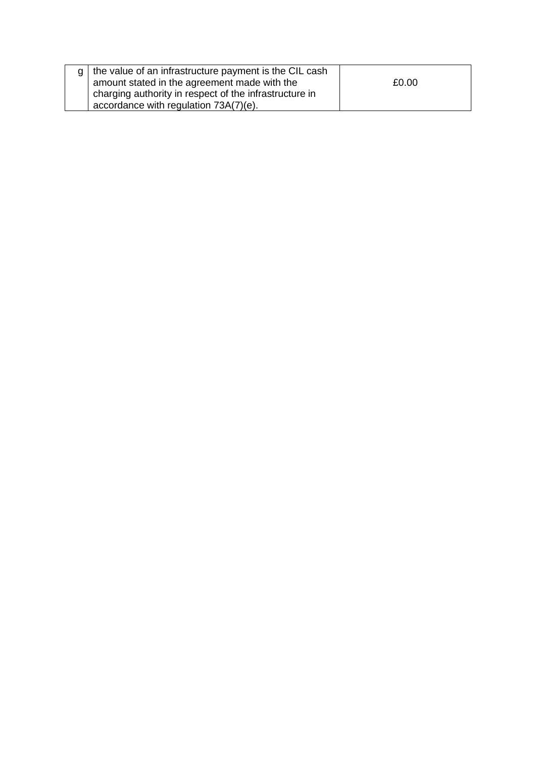| | | |
|---|---|---|
| g | the value of an infrastructure payment is the CIL cash amount stated in the agreement made with the charging authority in respect of the infrastructure in accordance with regulation 73A(7)(e). | £0.00 |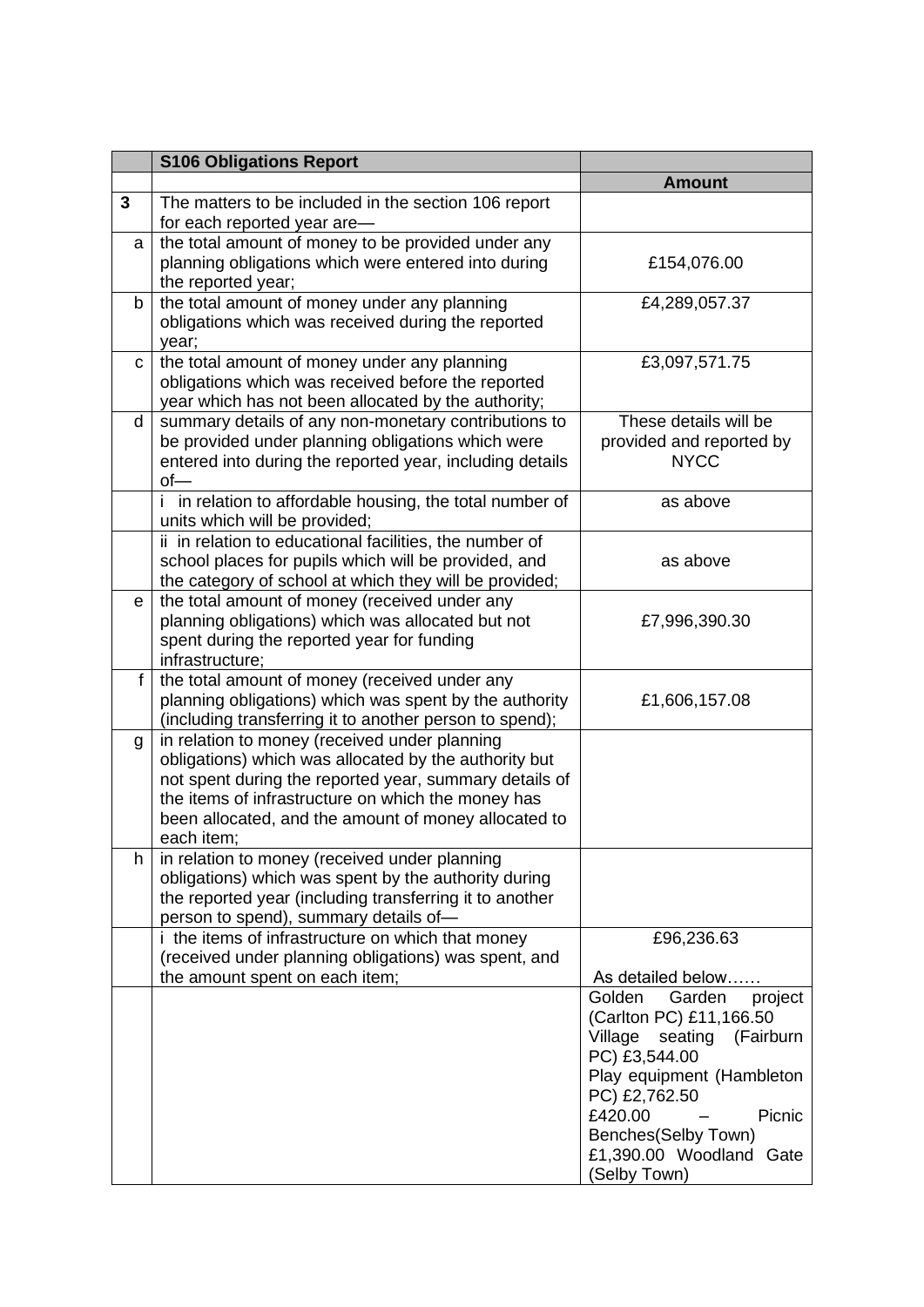| | S106 Obligations Report | |
|---|---|---|
| | | **Amount** |
| **3** | The matters to be included in the section 106 report for each reported year are— | |
| a | the total amount of money to be provided under any planning obligations which were entered into during the reported year; | £154,076.00 |
| b | the total amount of money under any planning obligations which was received during the reported year; | £4,289,057.37 |
| c | the total amount of money under any planning obligations which was received before the reported year which has not been allocated by the authority; | £3,097,571.75 |
| d | summary details of any non-monetary contributions to be provided under planning obligations which were entered into during the reported year, including details of— | These details will be provided and reported by NYCC |
| | i in relation to affordable housing, the total number of units which will be provided; | as above |
| | ii in relation to educational facilities, the number of school places for pupils which will be provided, and the category of school at which they will be provided; | as above |
| e | the total amount of money (received under any planning obligations) which was allocated but not spent during the reported year for funding infrastructure; | £7,996,390.30 |
| f | the total amount of money (received under any planning obligations) which was spent by the authority (including transferring it to another person to spend); | £1,606,157.08 |
| g | in relation to money (received under planning obligations) which was allocated by the authority but not spent during the reported year, summary details of the items of infrastructure on which the money has been allocated, and the amount of money allocated to each item; | |
| h | in relation to money (received under planning obligations) which was spent by the authority during the reported year (including transferring it to another person to spend), summary details of— | |
| | i the items of infrastructure on which that money (received under planning obligations) was spent, and the amount spent on each item; | £96,236.63<br><br>As detailed below…… |
| | | Golden Garden project (Carlton PC) £11,166.50<br>Village seating (Fairburn PC) £3,544.00<br>Play equipment (Hambleton PC) £2,762.50<br>£420.00 – Picnic Benches(Selby Town)<br>£1,390.00 Woodland Gate (Selby Town) |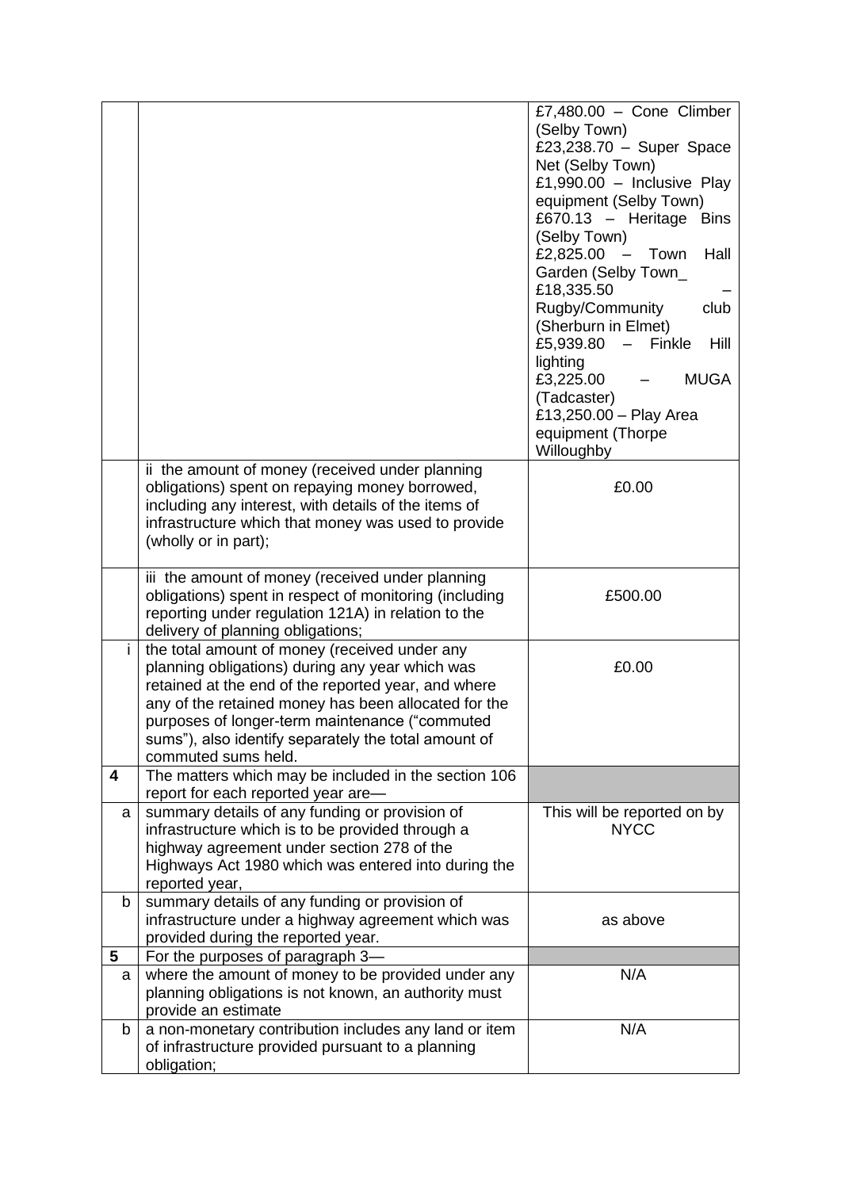|  |  |  |
|---|---|---|
|  |  | £7,480.00 – Cone Climber (Selby Town)<br>£23,238.70 – Super Space Net (Selby Town)<br>£1,990.00 – Inclusive Play equipment (Selby Town)<br>£670.13 – Heritage Bins (Selby Town)<br>£2,825.00 – Town Hall Garden (Selby Town_<br>£18,335.50 – Rugby/Community club (Sherburn in Elmet)<br>£5,939.80 – Finkle Hill lighting<br>£3,225.00 – MUGA (Tadcaster)<br>£13,250.00 – Play Area equipment (Thorpe Willoughby |
|  | ii the amount of money (received under planning obligations) spent on repaying money borrowed, including any interest, with details of the items of infrastructure which that money was used to provide (wholly or in part); | £0.00 |
|  | iii the amount of money (received under planning obligations) spent in respect of monitoring (including reporting under regulation 121A) in relation to the delivery of planning obligations; | £500.00 |
| i | the total amount of money (received under any planning obligations) during any year which was retained at the end of the reported year, and where any of the retained money has been allocated for the purposes of longer-term maintenance ("commuted sums"), also identify separately the total amount of commuted sums held. | £0.00 |
| **4** | The matters which may be included in the section 106 report for each reported year are— |  |
| a | summary details of any funding or provision of infrastructure which is to be provided through a highway agreement under section 278 of the Highways Act 1980 which was entered into during the reported year, | This will be reported on by NYCC |
| b | summary details of any funding or provision of infrastructure under a highway agreement which was provided during the reported year. | as above |
| **5** | For the purposes of paragraph 3— |  |
| a | where the amount of money to be provided under any planning obligations is not known, an authority must provide an estimate | N/A |
| b | a non-monetary contribution includes any land or item of infrastructure provided pursuant to a planning obligation; | N/A |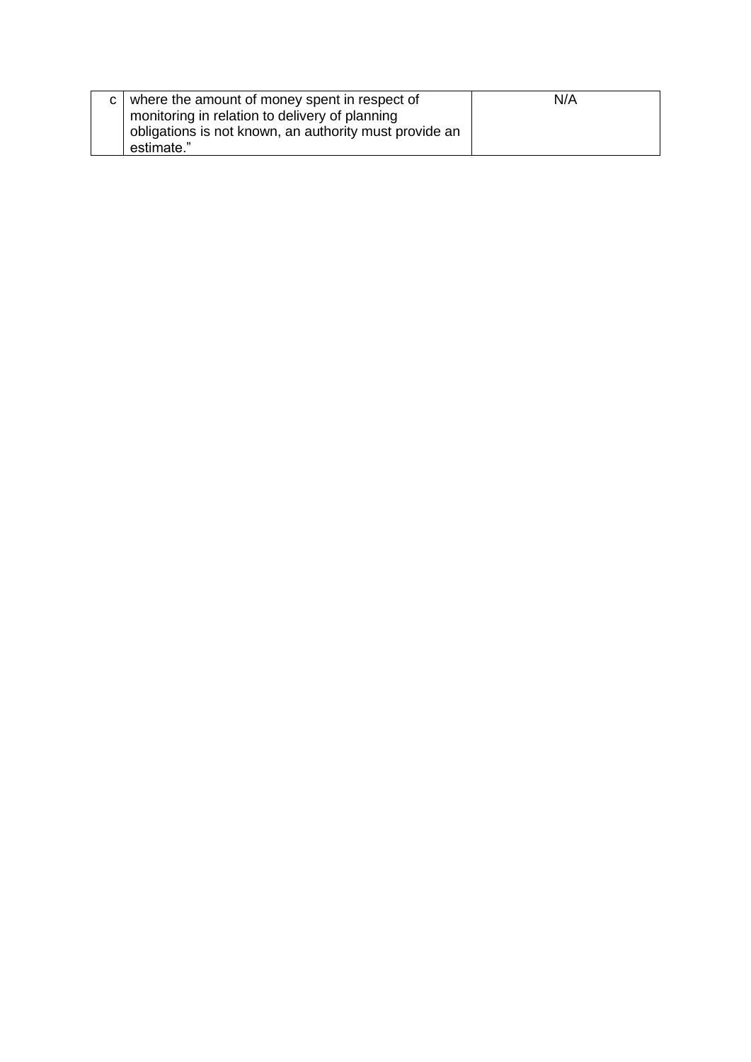| | | |
|---|---|---|
| c | where the amount of money spent in respect of monitoring in relation to delivery of planning obligations is not known, an authority must provide an estimate.” | N/A |